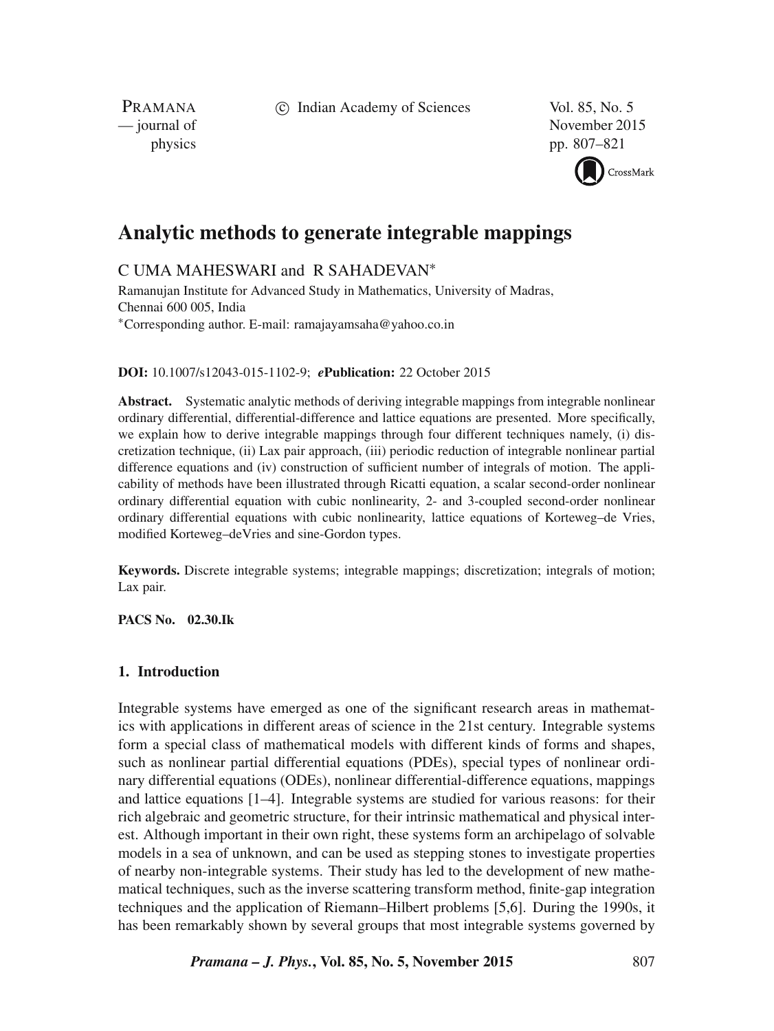# Analytic methods to generate integrable mappings

C UMA MAHESWARI and R SAHADEVAN*

Ramanujan Institute for Advanced Study in Mathematics, University of Madras, Chennai 600 005, India

*Corresponding author. E-mail: ramajayamsaha@yahoo.co.in

**DOI:** 10.1007/s12043-015-1102-9; ***e*Publication:** 22 October 2015

**Abstract.** Systematic analytic methods of deriving integrable mappings from integrable nonlinear ordinary differential, differential-difference and lattice equations are presented. More specifically, we explain how to derive integrable mappings through four different techniques namely, (i) discretization technique, (ii) Lax pair approach, (iii) periodic reduction of integrable nonlinear partial difference equations and (iv) construction of sufficient number of integrals of motion. The applicability of methods have been illustrated through Ricatti equation, a scalar second-order nonlinear ordinary differential equation with cubic nonlinearity, 2- and 3-coupled second-order nonlinear ordinary differential equations with cubic nonlinearity, lattice equations of Korteweg–de Vries, modified Korteweg–deVries and sine-Gordon types.

**Keywords.** Discrete integrable systems; integrable mappings; discretization; integrals of motion; Lax pair.

**PACS No. 02.30.Ik**

## 1. Introduction

Integrable systems have emerged as one of the significant research areas in mathematics with applications in different areas of science in the 21st century. Integrable systems form a special class of mathematical models with different kinds of forms and shapes, such as nonlinear partial differential equations (PDEs), special types of nonlinear ordinary differential equations (ODEs), nonlinear differential-difference equations, mappings and lattice equations [1–4]. Integrable systems are studied for various reasons: for their rich algebraic and geometric structure, for their intrinsic mathematical and physical interest. Although important in their own right, these systems form an archipelago of solvable models in a sea of unknown, and can be used as stepping stones to investigate properties of nearby non-integrable systems. Their study has led to the development of new mathematical techniques, such as the inverse scattering transform method, finite-gap integration techniques and the application of Riemann–Hilbert problems [5,6]. During the 1990s, it has been remarkably shown by several groups that most integrable systems governed by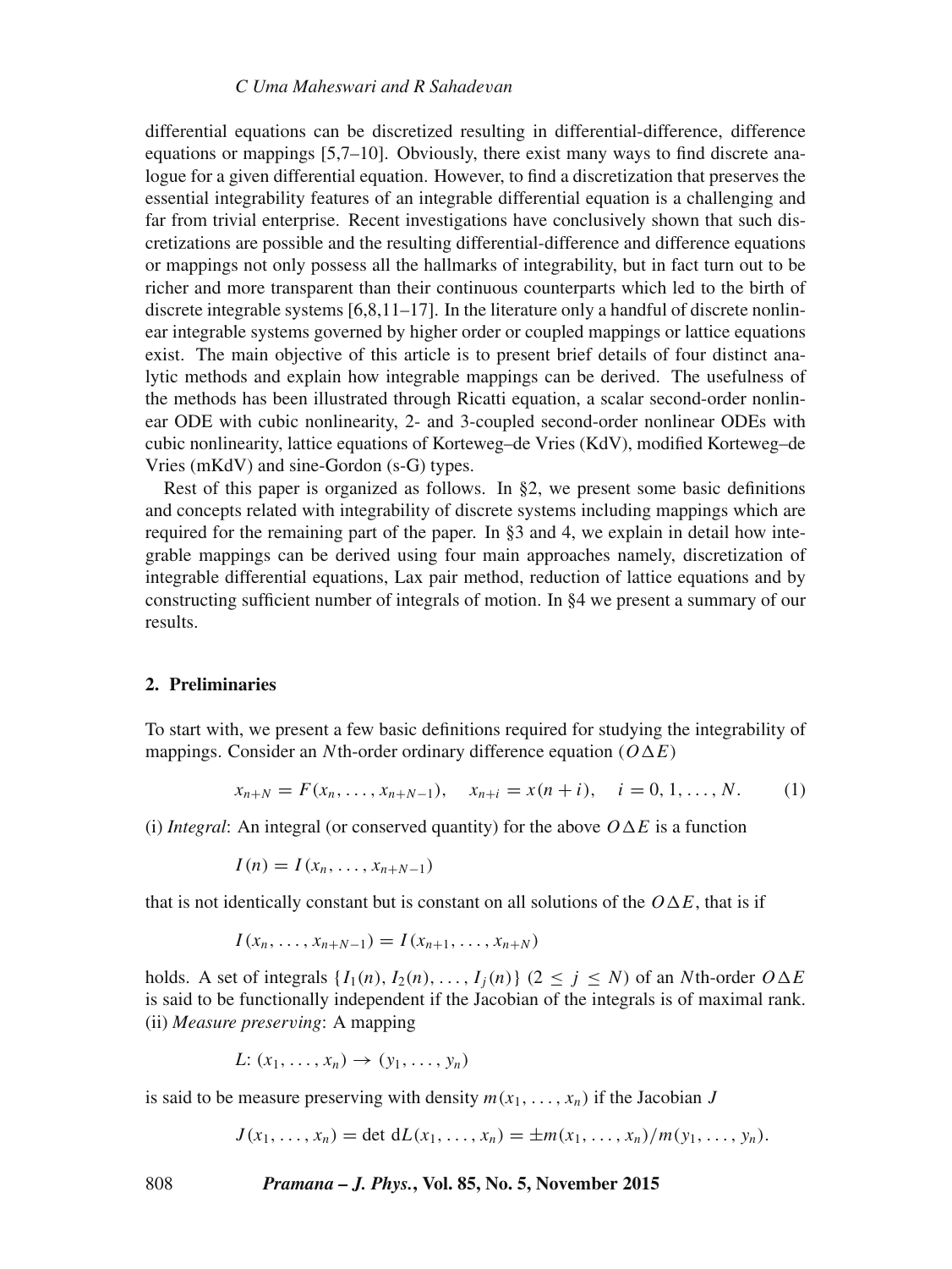differential equations can be discretized resulting in differential-difference, difference equations or mappings [5,7–10]. Obviously, there exist many ways to find discrete analogue for a given differential equation. However, to find a discretization that preserves the essential integrability features of an integrable differential equation is a challenging and far from trivial enterprise. Recent investigations have conclusively shown that such discretizations are possible and the resulting differential-difference and difference equations or mappings not only possess all the hallmarks of integrability, but in fact turn out to be richer and more transparent than their continuous counterparts which led to the birth of discrete integrable systems [6,8,11–17]. In the literature only a handful of discrete nonlinear integrable systems governed by higher order or coupled mappings or lattice equations exist. The main objective of this article is to present brief details of four distinct analytic methods and explain how integrable mappings can be derived. The usefulness of the methods has been illustrated through Ricatti equation, a scalar second-order nonlinear ODE with cubic nonlinearity, 2- and 3-coupled second-order nonlinear ODEs with cubic nonlinearity, lattice equations of Korteweg–de Vries (KdV), modified Korteweg–de Vries (mKdV) and sine-Gordon (s-G) types.

Rest of this paper is organized as follows. In §2, we present some basic definitions and concepts related with integrability of discrete systems including mappings which are required for the remaining part of the paper. In §3 and 4, we explain in detail how integrable mappings can be derived using four main approaches namely, discretization of integrable differential equations, Lax pair method, reduction of lattice equations and by constructing sufficient number of integrals of motion. In §4 we present a summary of our results.

## 2. Preliminaries

To start with, we present a few basic definitions required for studying the integrability of mappings. Consider an $N$th-order ordinary difference equation ($O\Delta E$)

$$x_{n+N} = F(x_n, \ldots, x_{n+N-1}), \quad x_{n+i} = x(n+i), \quad i = 0, 1, \ldots, N. \tag{1}$$

(i) *Integral*: An integral (or conserved quantity) for the above $O\Delta E$ is a function

$$I(n) = I(x_n, \ldots, x_{n+N-1})$$

that is not identically constant but is constant on all solutions of the $O\Delta E$, that is if

$$I(x_n, \ldots, x_{n+N-1}) = I(x_{n+1}, \ldots, x_{n+N})$$

holds. A set of integrals $\{I_1(n), I_2(n), \ldots, I_j(n)\}$ $(2 \leq j \leq N)$ of an $N$th-order $O\Delta E$ is said to be functionally independent if the Jacobian of the integrals is of maximal rank.
(ii) *Measure preserving*: A mapping

$$L\colon (x_1, \ldots, x_n) \to (y_1, \ldots, y_n)$$

is said to be measure preserving with density $m(x_1, \ldots, x_n)$ if the Jacobian $J$

$$J(x_1, \ldots, x_n) = \det \mathrm{d}L(x_1, \ldots, x_n) = \pm m(x_1, \ldots, x_n)/m(y_1, \ldots, y_n).$$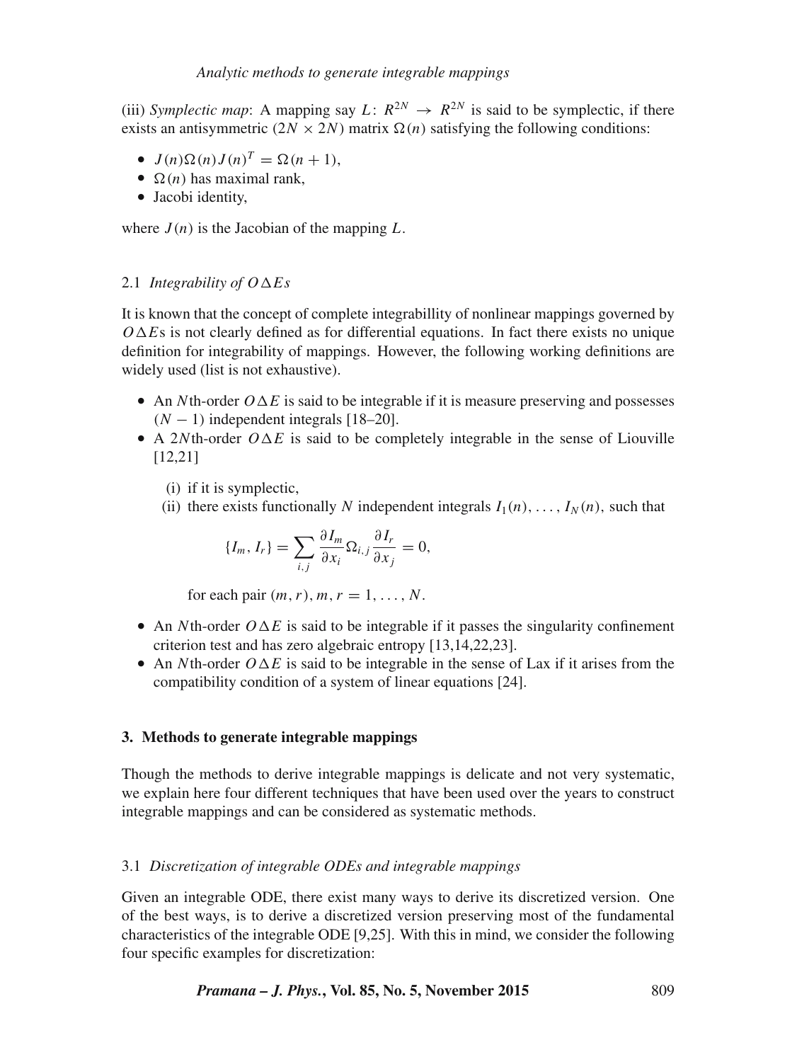(iii) *Symplectic map*: A mapping say $L\colon R^{2N} \to R^{2N}$ is said to be symplectic, if there exists an antisymmetric $(2N \times 2N)$ matrix $\Omega(n)$ satisfying the following conditions:

- $J(n)\Omega(n)J(n)^T = \Omega(n+1)$,
- $\Omega(n)$ has maximal rank,
- Jacobi identity,

where $J(n)$ is the Jacobian of the mapping $L$.

### 2.1 *Integrability of $O\Delta Es$*

It is known that the concept of complete integrabillity of nonlinear mappings governed by $O\Delta E$s is not clearly defined as for differential equations. In fact there exists no unique definition for integrability of mappings. However, the following working definitions are widely used (list is not exhaustive).

- An $N$th-order $O\Delta E$ is said to be integrable if it is measure preserving and possesses $(N-1)$ independent integrals [18–20].
- A $2N$th-order $O\Delta E$ is said to be completely integrable in the sense of Liouville [12,21]

  (i) if it is symplectic,

  (ii) there exists functionally $N$ independent integrals $I_1(n), \ldots, I_N(n)$, such that

  $$\{I_m, I_r\} = \sum_{i,j} \frac{\partial I_m}{\partial x_i} \Omega_{i,j} \frac{\partial I_r}{\partial x_j} = 0,$$

  for each pair $(m, r)$, $m, r = 1, \ldots, N$.

- An $N$th-order $O\Delta E$ is said to be integrable if it passes the singularity confinement criterion test and has zero algebraic entropy [13,14,22,23].
- An $N$th-order $O\Delta E$ is said to be integrable in the sense of Lax if it arises from the compatibility condition of a system of linear equations [24].

## 3. Methods to generate integrable mappings

Though the methods to derive integrable mappings is delicate and not very systematic, we explain here four different techniques that have been used over the years to construct integrable mappings and can be considered as systematic methods.

### 3.1 *Discretization of integrable ODEs and integrable mappings*

Given an integrable ODE, there exist many ways to derive its discretized version. One of the best ways, is to derive a discretized version preserving most of the fundamental characteristics of the integrable ODE [9,25]. With this in mind, we consider the following four specific examples for discretization: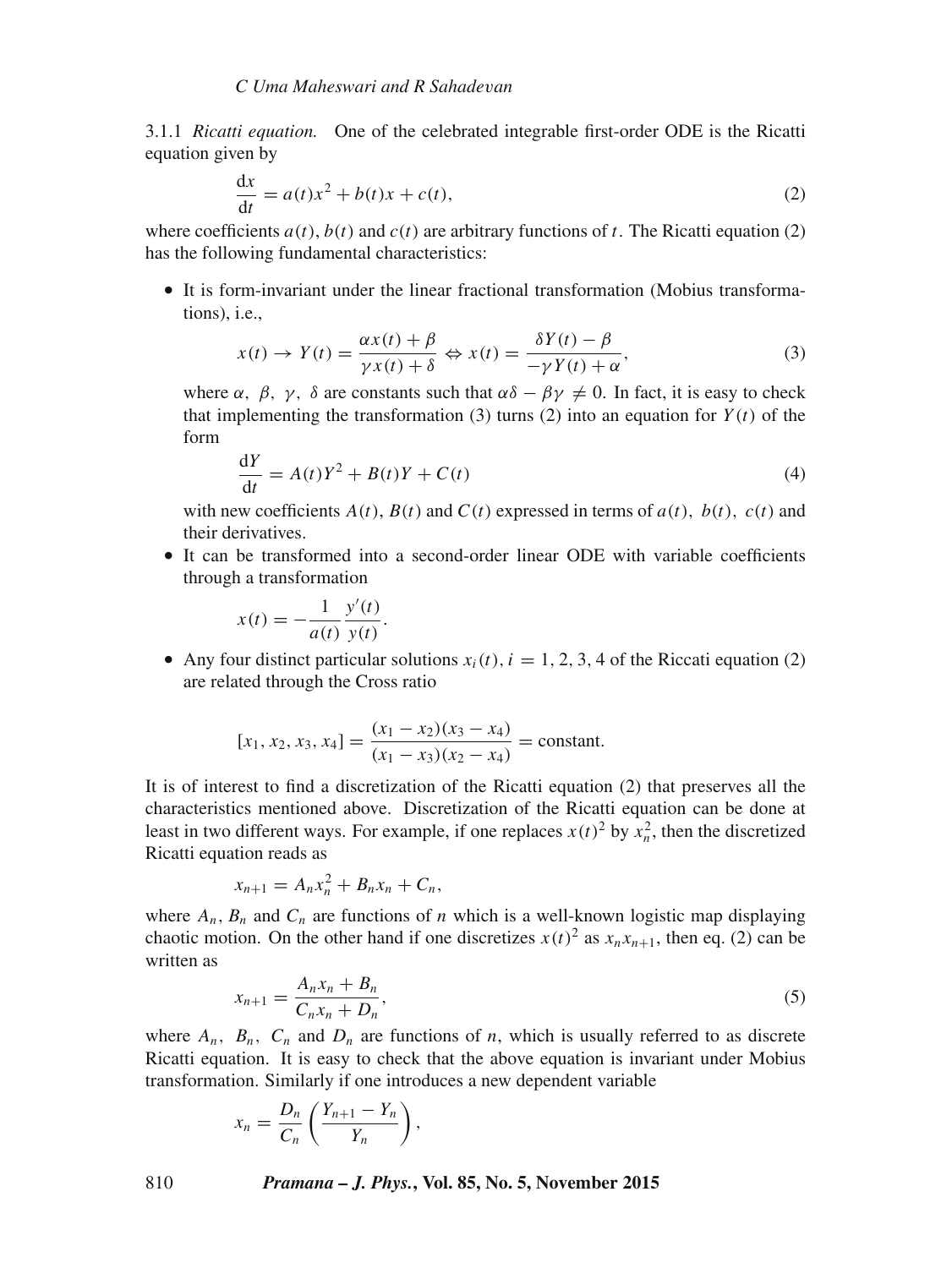3.1.1 *Ricatti equation.* One of the celebrated integrable first-order ODE is the Ricatti equation given by

$$\frac{\mathrm{d}x}{\mathrm{d}t} = a(t)x^2 + b(t)x + c(t), \tag{2}$$

where coefficients $a(t)$, $b(t)$ and $c(t)$ are arbitrary functions of $t$. The Ricatti equation (2) has the following fundamental characteristics:

- It is form-invariant under the linear fractional transformation (Mobius transformations), i.e.,

$$x(t) \to Y(t) = \frac{\alpha x(t) + \beta}{\gamma x(t) + \delta} \Leftrightarrow x(t) = \frac{\delta Y(t) - \beta}{-\gamma Y(t) + \alpha}, \tag{3}$$

  where $\alpha,\ \beta,\ \gamma,\ \delta$ are constants such that $\alpha\delta - \beta\gamma \neq 0$. In fact, it is easy to check that implementing the transformation (3) turns (2) into an equation for $Y(t)$ of the form

$$\frac{\mathrm{d}Y}{\mathrm{d}t} = A(t)Y^2 + B(t)Y + C(t) \tag{4}$$

  with new coefficients $A(t)$, $B(t)$ and $C(t)$ expressed in terms of $a(t),\ b(t),\ c(t)$ and their derivatives.
- It can be transformed into a second-order linear ODE with variable coefficients through a transformation

$$x(t) = -\frac{1}{a(t)}\frac{y'(t)}{y(t)}.$$

- Any four distinct particular solutions $x_i(t)$, $i = 1, 2, 3, 4$ of the Riccati equation (2) are related through the Cross ratio

$$[x_1, x_2, x_3, x_4] = \frac{(x_1 - x_2)(x_3 - x_4)}{(x_1 - x_3)(x_2 - x_4)} = \text{constant}.$$

It is of interest to find a discretization of the Ricatti equation (2) that preserves all the characteristics mentioned above. Discretization of the Ricatti equation can be done at least in two different ways. For example, if one replaces $x(t)^2$ by $x_n^2$, then the discretized Ricatti equation reads as

$$x_{n+1} = A_n x_n^2 + B_n x_n + C_n,$$

where $A_n$, $B_n$ and $C_n$ are functions of $n$ which is a well-known logistic map displaying chaotic motion. On the other hand if one discretizes $x(t)^2$ as $x_n x_{n+1}$, then eq. (2) can be written as

$$x_{n+1} = \frac{A_n x_n + B_n}{C_n x_n + D_n}, \tag{5}$$

where $A_n,\ B_n,\ C_n$ and $D_n$ are functions of $n$, which is usually referred to as discrete Ricatti equation. It is easy to check that the above equation is invariant under Mobius transformation. Similarly if one introduces a new dependent variable

$$x_n = \frac{D_n}{C_n}\left(\frac{Y_{n+1} - Y_n}{Y_n}\right),$$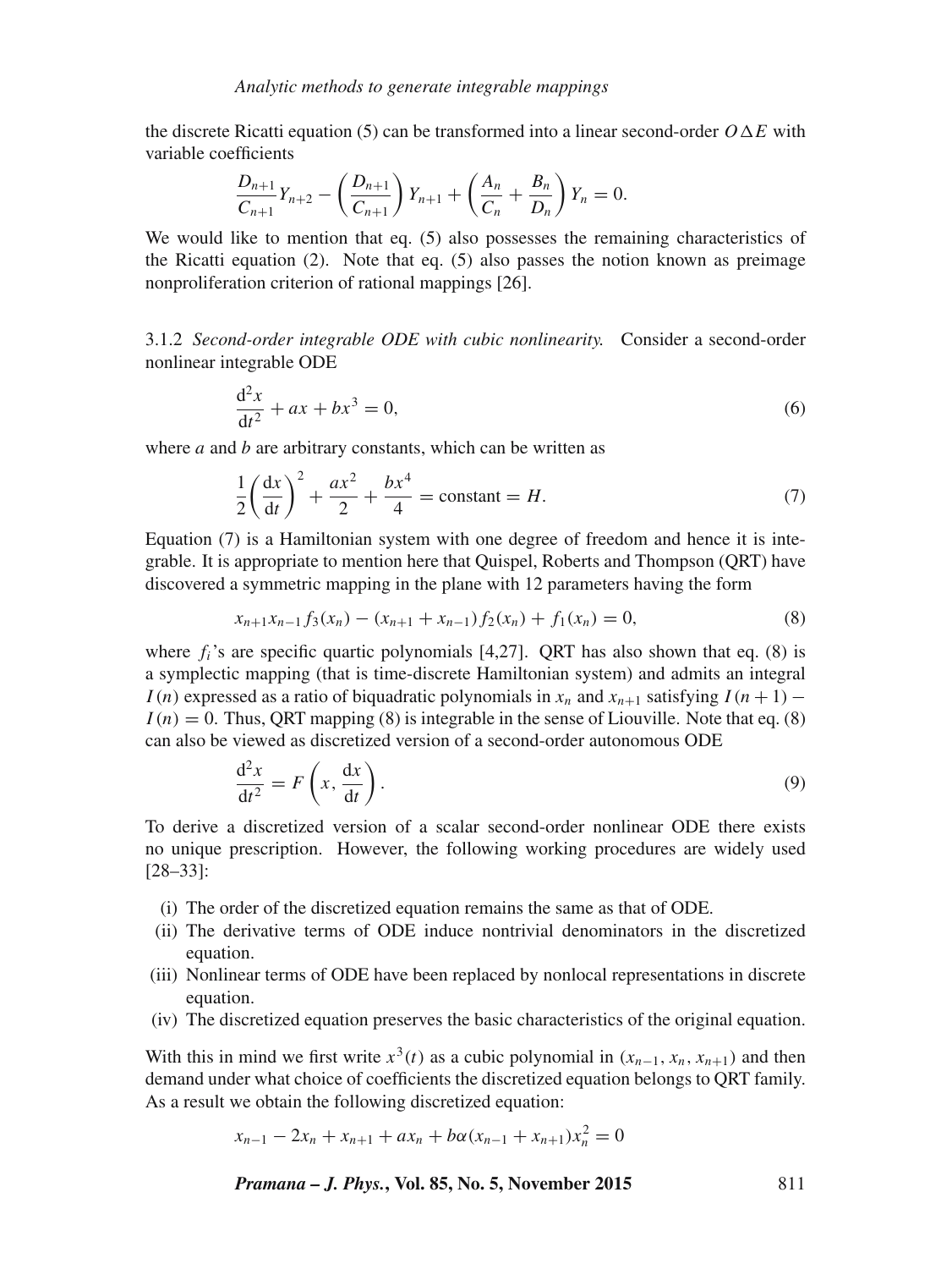the discrete Ricatti equation (5) can be transformed into a linear second-order $O\Delta E$ with variable coefficients

$$\frac{D_{n+1}}{C_{n+1}} Y_{n+2} - \left(\frac{D_{n+1}}{C_{n+1}}\right) Y_{n+1} + \left(\frac{A_n}{C_n} + \frac{B_n}{D_n}\right) Y_n = 0.$$

We would like to mention that eq. (5) also possesses the remaining characteristics of the Ricatti equation (2). Note that eq. (5) also passes the notion known as preimage nonproliferation criterion of rational mappings [26].

#### 3.1.2 *Second-order integrable ODE with cubic nonlinearity.*

Consider a second-order nonlinear integrable ODE

$$\frac{\mathrm{d}^2 x}{\mathrm{d}t^2} + ax + bx^3 = 0, \tag{6}$$

where $a$ and $b$ are arbitrary constants, which can be written as

$$\frac{1}{2}\left(\frac{\mathrm{d}x}{\mathrm{d}t}\right)^2 + \frac{ax^2}{2} + \frac{bx^4}{4} = \text{constant} = H. \tag{7}$$

Equation (7) is a Hamiltonian system with one degree of freedom and hence it is integrable. It is appropriate to mention here that Quispel, Roberts and Thompson (QRT) have discovered a symmetric mapping in the plane with 12 parameters having the form

$$x_{n+1}x_{n-1}f_3(x_n) - (x_{n+1} + x_{n-1})f_2(x_n) + f_1(x_n) = 0, \tag{8}$$

where $f_i$'s are specific quartic polynomials [4,27]. QRT has also shown that eq. (8) is a symplectic mapping (that is time-discrete Hamiltonian system) and admits an integral $I(n)$ expressed as a ratio of biquadratic polynomials in $x_n$ and $x_{n+1}$ satisfying $I(n+1) - I(n) = 0$. Thus, QRT mapping (8) is integrable in the sense of Liouville. Note that eq. (8) can also be viewed as discretized version of a second-order autonomous ODE

$$\frac{\mathrm{d}^2 x}{\mathrm{d}t^2} = F\left(x, \frac{\mathrm{d}x}{\mathrm{d}t}\right). \tag{9}$$

To derive a discretized version of a scalar second-order nonlinear ODE there exists no unique prescription. However, the following working procedures are widely used [28–33]:

- (i) The order of the discretized equation remains the same as that of ODE.
- (ii) The derivative terms of ODE induce nontrivial denominators in the discretized equation.
- (iii) Nonlinear terms of ODE have been replaced by nonlocal representations in discrete equation.
- (iv) The discretized equation preserves the basic characteristics of the original equation.

With this in mind we first write $x^3(t)$ as a cubic polynomial in $(x_{n-1}, x_n, x_{n+1})$ and then demand under what choice of coefficients the discretized equation belongs to QRT family. As a result we obtain the following discretized equation:

$$x_{n-1} - 2x_n + x_{n+1} + ax_n + b\alpha(x_{n-1} + x_{n+1})x_n^2 = 0$$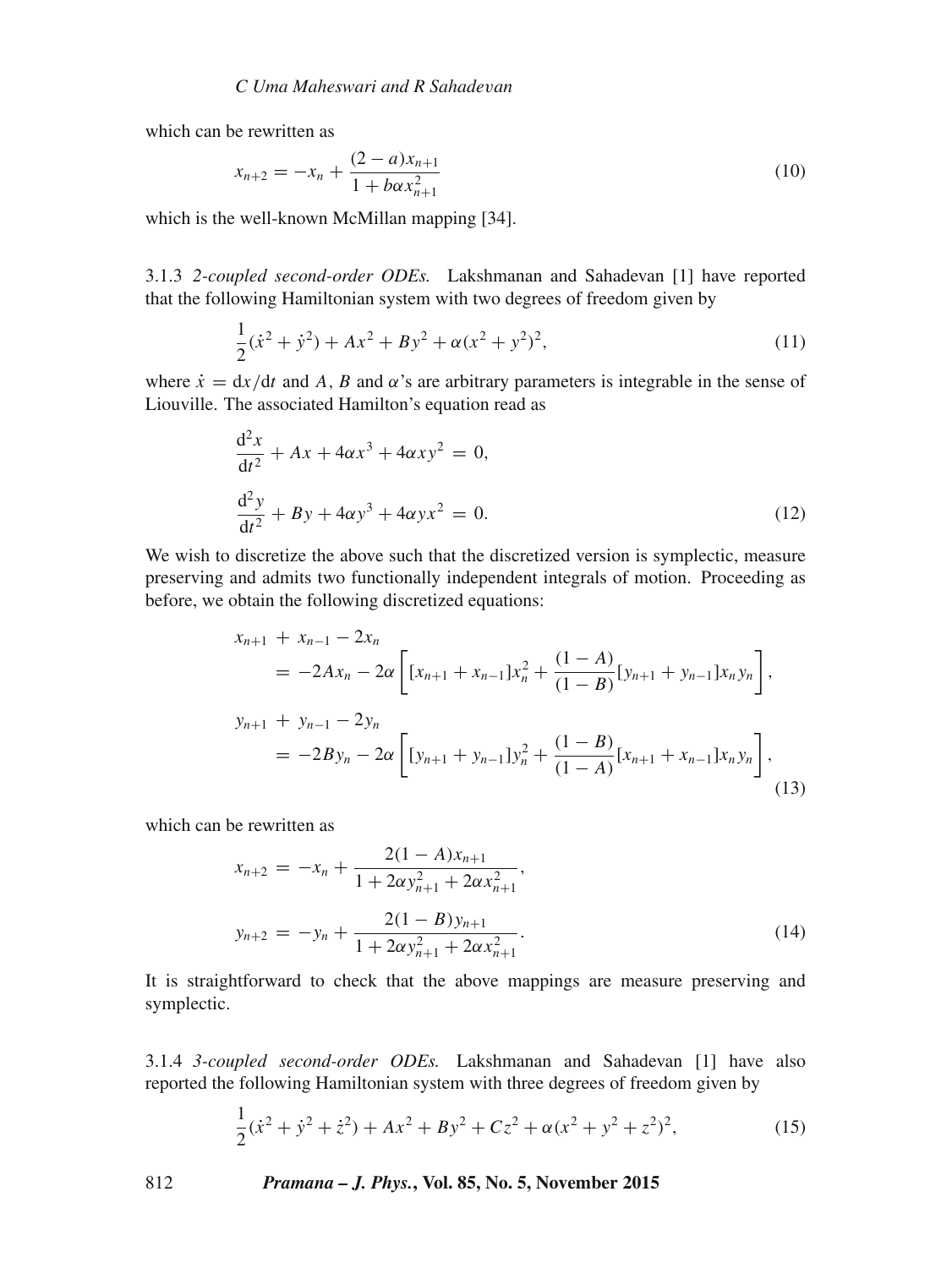which can be rewritten as

$$x_{n+2} = -x_n + \frac{(2-a)x_{n+1}}{1+b\alpha x_{n+1}^2} \tag{10}$$

which is the well-known McMillan mapping [34].

3.1.3 *2-coupled second-order ODEs.* Lakshmanan and Sahadevan [1] have reported that the following Hamiltonian system with two degrees of freedom given by

$$\frac{1}{2}(\dot{x}^2 + \dot{y}^2) + Ax^2 + By^2 + \alpha(x^2+y^2)^2, \tag{11}$$

where $\dot{x} = \mathrm{d}x/\mathrm{d}t$ and $A$, $B$ and $\alpha$'s are arbitrary parameters is integrable in the sense of Liouville. The associated Hamilton's equation read as

$$\begin{aligned} &\frac{\mathrm{d}^2x}{\mathrm{d}t^2} + Ax + 4\alpha x^3 + 4\alpha x y^2 = 0, \\ &\frac{\mathrm{d}^2y}{\mathrm{d}t^2} + By + 4\alpha y^3 + 4\alpha y x^2 = 0. \end{aligned} \tag{12}$$

We wish to discretize the above such that the discretized version is symplectic, measure preserving and admits two functionally independent integrals of motion. Proceeding as before, we obtain the following discretized equations:

$$\begin{aligned} &x_{n+1} + x_{n-1} - 2x_n \\ &\quad = -2Ax_n - 2\alpha\left[[x_{n+1}+x_{n-1}]x_n^2 + \frac{(1-A)}{(1-B)}[y_{n+1}+y_{n-1}]x_n y_n\right], \\ &y_{n+1} + y_{n-1} - 2y_n \\ &\quad = -2By_n - 2\alpha\left[[y_{n+1}+y_{n-1}]y_n^2 + \frac{(1-B)}{(1-A)}[x_{n+1}+x_{n-1}]x_n y_n\right], \end{aligned} \tag{13}$$

which can be rewritten as

$$\begin{aligned} x_{n+2} &= -x_n + \frac{2(1-A)x_{n+1}}{1+2\alpha y_{n+1}^2 + 2\alpha x_{n+1}^2}, \\ y_{n+2} &= -y_n + \frac{2(1-B)y_{n+1}}{1+2\alpha y_{n+1}^2 + 2\alpha x_{n+1}^2}. \end{aligned} \tag{14}$$

It is straightforward to check that the above mappings are measure preserving and symplectic.

3.1.4 *3-coupled second-order ODEs.* Lakshmanan and Sahadevan [1] have also reported the following Hamiltonian system with three degrees of freedom given by

$$\frac{1}{2}(\dot{x}^2 + \dot{y}^2 + \dot{z}^2) + Ax^2 + By^2 + Cz^2 + \alpha(x^2+y^2+z^2)^2, \tag{15}$$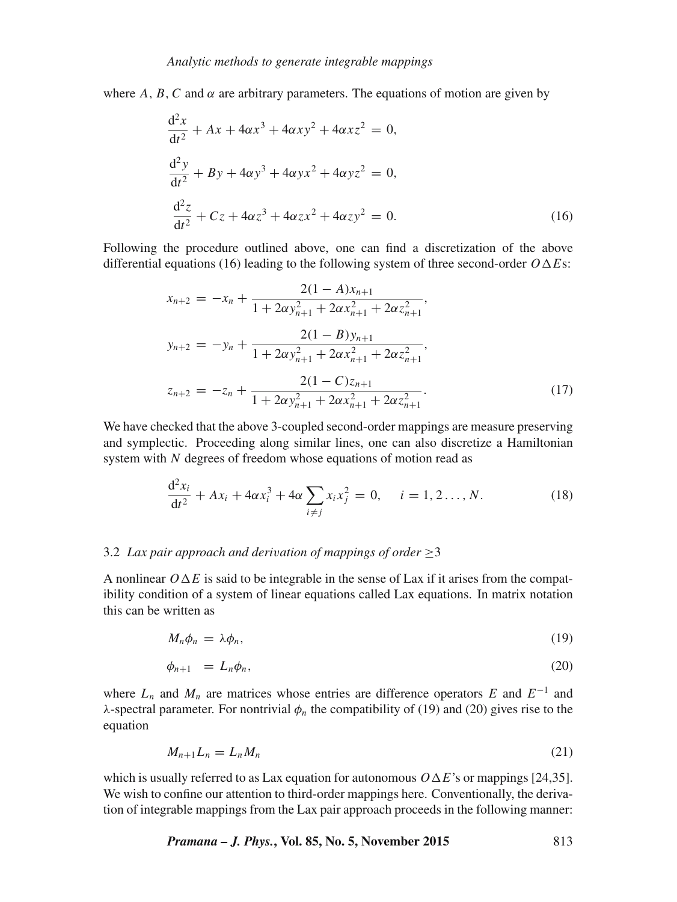where $A$, $B$, $C$ and $\alpha$ are arbitrary parameters. The equations of motion are given by

$$
\begin{aligned}
&\frac{\mathrm{d}^2 x}{\mathrm{d}t^2} + Ax + 4\alpha x^3 + 4\alpha x y^2 + 4\alpha x z^2 = 0, \\
&\frac{\mathrm{d}^2 y}{\mathrm{d}t^2} + By + 4\alpha y^3 + 4\alpha y x^2 + 4\alpha y z^2 = 0, \\
&\frac{\mathrm{d}^2 z}{\mathrm{d}t^2} + Cz + 4\alpha z^3 + 4\alpha z x^2 + 4\alpha z y^2 = 0.
\end{aligned} \tag{16}
$$

Following the procedure outlined above, one can find a discretization of the above differential equations (16) leading to the following system of three second-order $O\Delta E$s:

$$
\begin{aligned}
x_{n+2} &= -x_n + \frac{2(1-A)x_{n+1}}{1 + 2\alpha y_{n+1}^2 + 2\alpha x_{n+1}^2 + 2\alpha z_{n+1}^2}, \\
y_{n+2} &= -y_n + \frac{2(1-B)y_{n+1}}{1 + 2\alpha y_{n+1}^2 + 2\alpha x_{n+1}^2 + 2\alpha z_{n+1}^2}, \\
z_{n+2} &= -z_n + \frac{2(1-C)z_{n+1}}{1 + 2\alpha y_{n+1}^2 + 2\alpha x_{n+1}^2 + 2\alpha z_{n+1}^2}.
\end{aligned} \tag{17}
$$

We have checked that the above 3-coupled second-order mappings are measure preserving and symplectic. Proceeding along similar lines, one can also discretize a Hamiltonian system with $N$ degrees of freedom whose equations of motion read as

$$
\frac{\mathrm{d}^2 x_i}{\mathrm{d}t^2} + Ax_i + 4\alpha x_i^3 + 4\alpha \sum_{i \neq j} x_i x_j^2 = 0, \quad i = 1, 2 \ldots, N. \tag{18}
$$

### 3.2 *Lax pair approach and derivation of mappings of order* $\geq 3$

A nonlinear $O\Delta E$ is said to be integrable in the sense of Lax if it arises from the compatibility condition of a system of linear equations called Lax equations. In matrix notation this can be written as

$$
M_n \phi_n = \lambda \phi_n, \tag{19}
$$

$$
\phi_{n+1} = L_n \phi_n, \tag{20}
$$

where $L_n$ and $M_n$ are matrices whose entries are difference operators $E$ and $E^{-1}$ and $\lambda$-spectral parameter. For nontrivial $\phi_n$ the compatibility of (19) and (20) gives rise to the equation

$$
M_{n+1} L_n = L_n M_n \tag{21}
$$

which is usually referred to as Lax equation for autonomous $O\Delta E$'s or mappings [24,35]. We wish to confine our attention to third-order mappings here. Conventionally, the derivation of integrable mappings from the Lax pair approach proceeds in the following manner: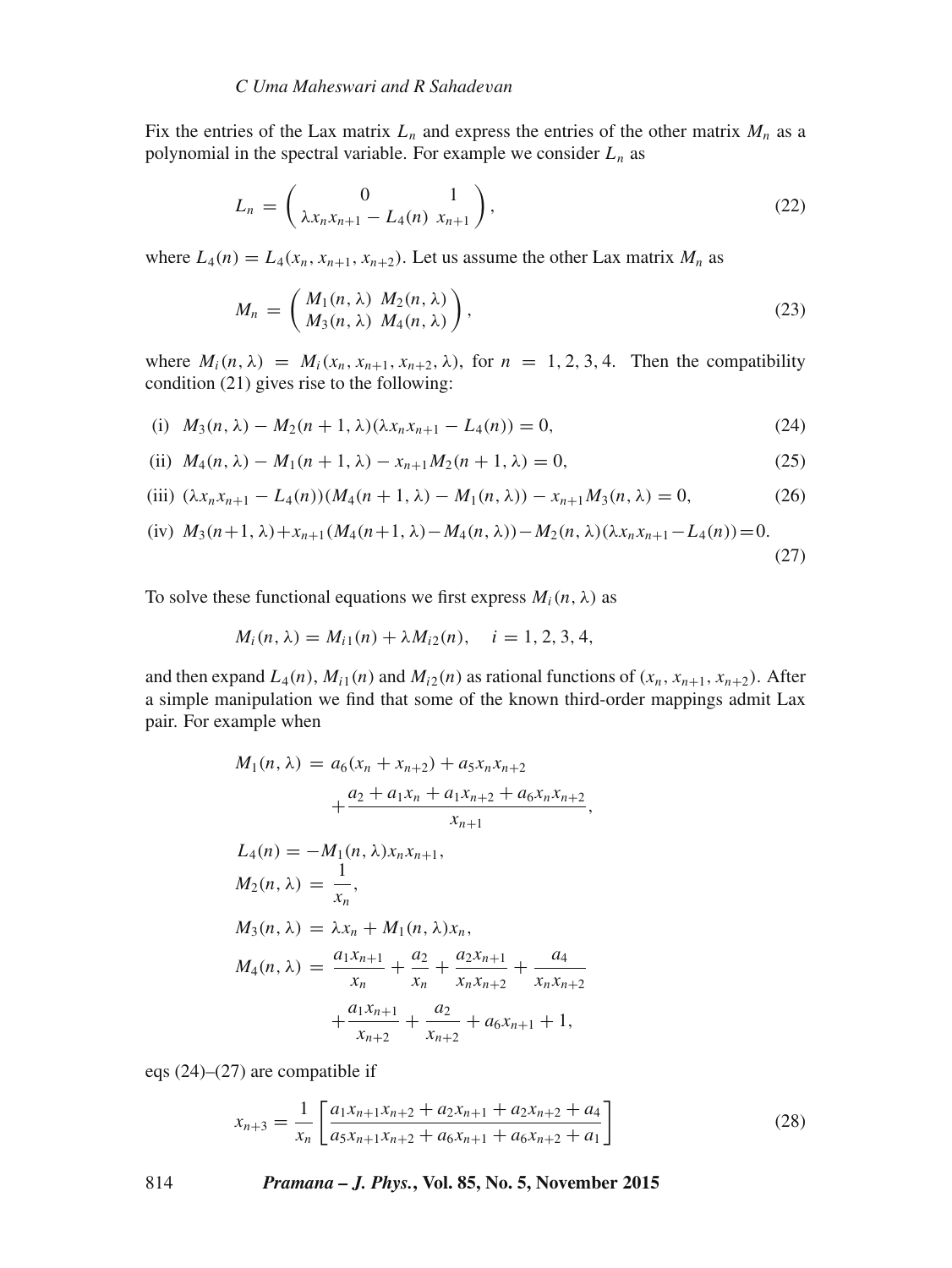Fix the entries of the Lax matrix $L_n$ and express the entries of the other matrix $M_n$ as a polynomial in the spectral variable. For example we consider $L_n$ as

$$L_n = \begin{pmatrix} 0 & 1 \\ \lambda x_n x_{n+1} - L_4(n) & x_{n+1} \end{pmatrix}, \tag{22}$$

where $L_4(n) = L_4(x_n, x_{n+1}, x_{n+2})$. Let us assume the other Lax matrix $M_n$ as

$$M_n = \begin{pmatrix} M_1(n, \lambda) & M_2(n, \lambda) \\ M_3(n, \lambda) & M_4(n, \lambda) \end{pmatrix}, \tag{23}$$

where $M_i(n, \lambda) = M_i(x_n, x_{n+1}, x_{n+2}, \lambda)$, for $n = 1, 2, 3, 4$. Then the compatibility condition (21) gives rise to the following:

(i) $M_3(n, \lambda) - M_2(n+1, \lambda)(\lambda x_n x_{n+1} - L_4(n)) = 0,$ (24)

(ii) $M_4(n, \lambda) - M_1(n+1, \lambda) - x_{n+1} M_2(n+1, \lambda) = 0,$ (25)

(iii) $(\lambda x_n x_{n+1} - L_4(n))(M_4(n+1, \lambda) - M_1(n, \lambda)) - x_{n+1} M_3(n, \lambda) = 0,$ (26)

(iv) $M_3(n+1, \lambda) + x_{n+1}(M_4(n+1, \lambda) - M_4(n, \lambda)) - M_2(n, \lambda)(\lambda x_n x_{n+1} - L_4(n)) = 0.$ (27)

To solve these functional equations we first express $M_i(n, \lambda)$ as

$$M_i(n, \lambda) = M_{i1}(n) + \lambda M_{i2}(n), \quad i = 1, 2, 3, 4,$$

and then expand $L_4(n)$, $M_{i1}(n)$ and $M_{i2}(n)$ as rational functions of $(x_n, x_{n+1}, x_{n+2})$. After a simple manipulation we find that some of the known third-order mappings admit Lax pair. For example when

$$\begin{aligned}
M_1(n, \lambda) &= a_6(x_n + x_{n+2}) + a_5 x_n x_{n+2} \\
&\quad + \frac{a_2 + a_1 x_n + a_1 x_{n+2} + a_6 x_n x_{n+2}}{x_{n+1}}, \\
L_4(n) &= -M_1(n, \lambda) x_n x_{n+1}, \\
M_2(n, \lambda) &= \frac{1}{x_n}, \\
M_3(n, \lambda) &= \lambda x_n + M_1(n, \lambda) x_n, \\
M_4(n, \lambda) &= \frac{a_1 x_{n+1}}{x_n} + \frac{a_2}{x_n} + \frac{a_2 x_{n+1}}{x_n x_{n+2}} + \frac{a_4}{x_n x_{n+2}} \\
&\quad + \frac{a_1 x_{n+1}}{x_{n+2}} + \frac{a_2}{x_{n+2}} + a_6 x_{n+1} + 1,
\end{aligned}$$

eqs (24)–(27) are compatible if

$$x_{n+3} = \frac{1}{x_n} \left[ \frac{a_1 x_{n+1} x_{n+2} + a_2 x_{n+1} + a_2 x_{n+2} + a_4}{a_5 x_{n+1} x_{n+2} + a_6 x_{n+1} + a_6 x_{n+2} + a_1} \right] \tag{28}$$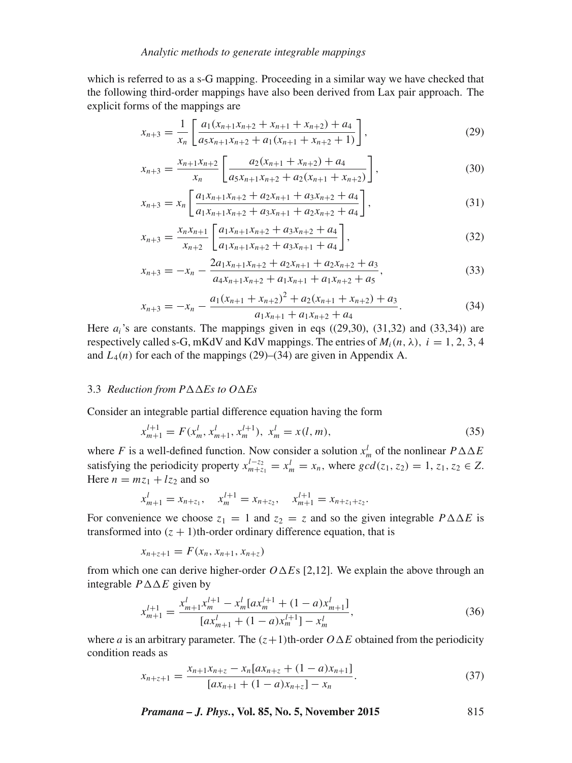which is referred to as a s-G mapping. Proceeding in a similar way we have checked that the following third-order mappings have also been derived from Lax pair approach. The explicit forms of the mappings are

$$x_{n+3} = \frac{1}{x_n}\left[\frac{a_1(x_{n+1}x_{n+2} + x_{n+1} + x_{n+2}) + a_4}{a_5 x_{n+1}x_{n+2} + a_1(x_{n+1} + x_{n+2} + 1)}\right], \tag{29}$$

$$x_{n+3} = \frac{x_{n+1}x_{n+2}}{x_n}\left[\frac{a_2(x_{n+1} + x_{n+2}) + a_4}{a_5 x_{n+1}x_{n+2} + a_2(x_{n+1} + x_{n+2})}\right], \tag{30}$$

$$x_{n+3} = x_n\left[\frac{a_1 x_{n+1}x_{n+2} + a_2 x_{n+1} + a_3 x_{n+2} + a_4}{a_1 x_{n+1}x_{n+2} + a_3 x_{n+1} + a_2 x_{n+2} + a_4}\right], \tag{31}$$

$$x_{n+3} = \frac{x_n x_{n+1}}{x_{n+2}}\left[\frac{a_1 x_{n+1}x_{n+2} + a_3 x_{n+2} + a_4}{a_1 x_{n+1}x_{n+2} + a_3 x_{n+1} + a_4}\right], \tag{32}$$

$$x_{n+3} = -x_n - \frac{2a_1 x_{n+1}x_{n+2} + a_2 x_{n+1} + a_2 x_{n+2} + a_3}{a_4 x_{n+1}x_{n+2} + a_1 x_{n+1} + a_1 x_{n+2} + a_5}, \tag{33}$$

$$x_{n+3} = -x_n - \frac{a_1(x_{n+1} + x_{n+2})^2 + a_2(x_{n+1} + x_{n+2}) + a_3}{a_1 x_{n+1} + a_1 x_{n+2} + a_4}. \tag{34}$$

Here $a_i$'s are constants. The mappings given in eqs ((29,30), (31,32) and (33,34)) are respectively called s-G, mKdV and KdV mappings. The entries of $M_i(n, \lambda)$, $i = 1, 2, 3, 4$ and $L_4(n)$ for each of the mappings (29)–(34) are given in Appendix A.

### 3.3 *Reduction from P∆∆Es to O∆Es*

Consider an integrable partial difference equation having the form

$$x_{m+1}^{l+1} = F(x_m^l, x_{m+1}^l, x_m^{l+1}),\ x_m^l = x(l, m), \tag{35}$$

where $F$ is a well-defined function. Now consider a solution $x_m^l$ of the nonlinear $P\Delta\Delta E$ satisfying the periodicity property $x_{m+z_1}^{l-z_2} = x_m^l = x_n$, where $gcd(z_1, z_2) = 1$, $z_1, z_2 \in Z$. Here $n = mz_1 + lz_2$ and so

$$x_{m+1}^l = x_{n+z_1}, \quad x_m^{l+1} = x_{n+z_2}, \quad x_{m+1}^{l+1} = x_{n+z_1+z_2}.$$

For convenience we choose $z_1 = 1$ and $z_2 = z$ and so the given integrable $P\Delta\Delta E$ is transformed into $(z + 1)$th-order ordinary difference equation, that is

$$x_{n+z+1} = F(x_n, x_{n+1}, x_{n+z})$$

from which one can derive higher-order $O\Delta E$s [2,12]. We explain the above through an integrable $P\Delta\Delta E$ given by

$$x_{m+1}^{l+1} = \frac{x_{m+1}^l x_m^{l+1} - x_m^l[a x_m^{l+1} + (1-a)x_{m+1}^l]}{[a x_{m+1}^l + (1-a)x_m^{l+1}] - x_m^l}, \tag{36}$$

where $a$ is an arbitrary parameter. The $(z+1)$th-order $O\Delta E$ obtained from the periodicity condition reads as

$$x_{n+z+1} = \frac{x_{n+1}x_{n+z} - x_n[a x_{n+z} + (1-a)x_{n+1}]}{[a x_{n+1} + (1-a)x_{n+z}] - x_n}. \tag{37}$$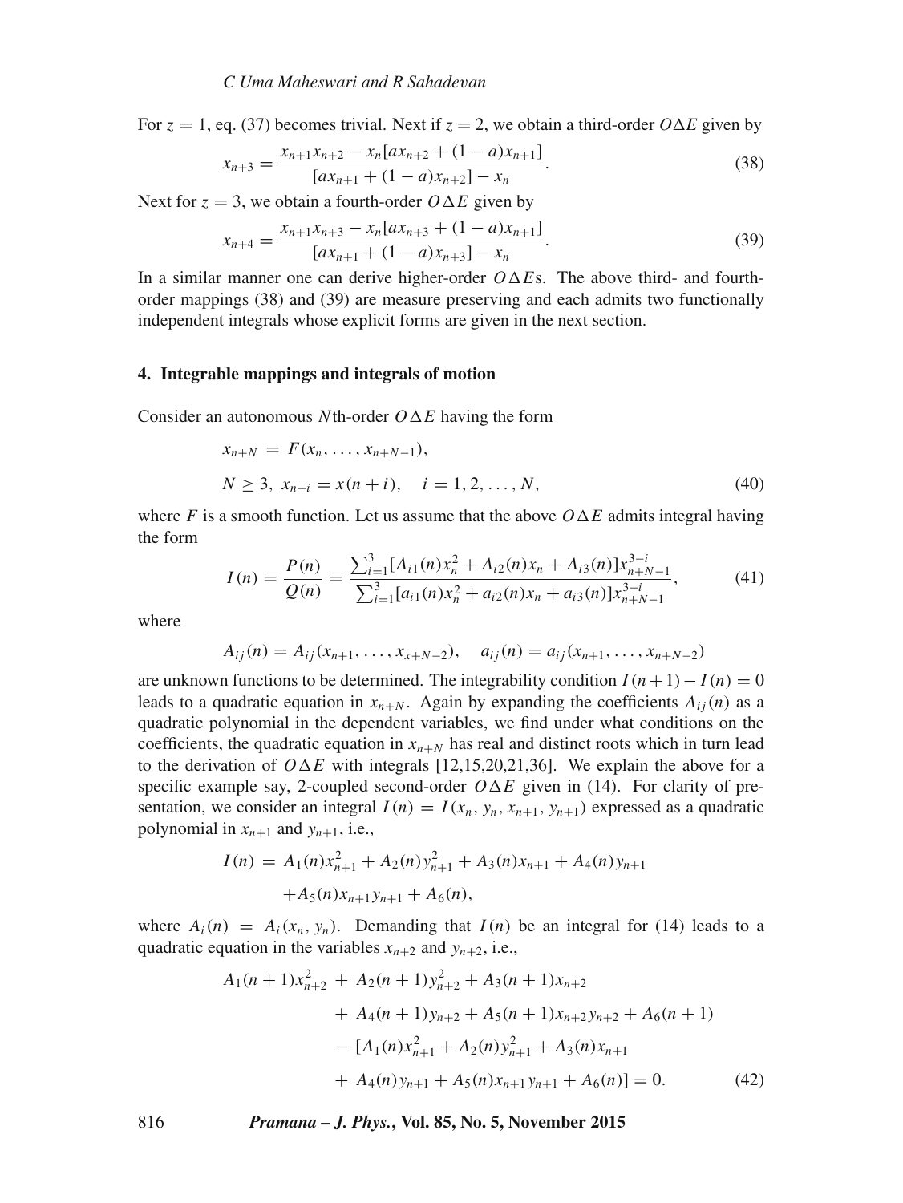For $z = 1$, eq. (37) becomes trivial. Next if $z = 2$, we obtain a third-order $O\Delta E$ given by

$$x_{n+3} = \frac{x_{n+1}x_{n+2} - x_n[ax_{n+2} + (1-a)x_{n+1}]}{[ax_{n+1} + (1-a)x_{n+2}] - x_n}. \tag{38}$$

Next for $z = 3$, we obtain a fourth-order $O\Delta E$ given by

$$x_{n+4} = \frac{x_{n+1}x_{n+3} - x_n[ax_{n+3} + (1-a)x_{n+1}]}{[ax_{n+1} + (1-a)x_{n+3}] - x_n}. \tag{39}$$

In a similar manner one can derive higher-order $O\Delta E$s. The above third- and fourth-order mappings (38) and (39) are measure preserving and each admits two functionally independent integrals whose explicit forms are given in the next section.

## 4. Integrable mappings and integrals of motion

Consider an autonomous $N$th-order $O\Delta E$ having the form

$$\begin{aligned} x_{n+N} &= F(x_n, \ldots, x_{n+N-1}), \\ N &\geq 3,\ x_{n+i} = x(n+i), \quad i = 1, 2, \ldots, N, \end{aligned} \tag{40}$$

where $F$ is a smooth function. Let us assume that the above $O\Delta E$ admits integral having the form

$$I(n) = \frac{P(n)}{Q(n)} = \frac{\sum_{i=1}^{3}[A_{i1}(n)x_n^2 + A_{i2}(n)x_n + A_{i3}(n)]x_{n+N-1}^{3-i}}{\sum_{i=1}^{3}[a_{i1}(n)x_n^2 + a_{i2}(n)x_n + a_{i3}(n)]x_{n+N-1}^{3-i}}, \tag{41}$$

where

$$A_{ij}(n) = A_{ij}(x_{n+1}, \ldots, x_{x+N-2}), \quad a_{ij}(n) = a_{ij}(x_{n+1}, \ldots, x_{n+N-2})$$

are unknown functions to be determined. The integrability condition $I(n+1) - I(n) = 0$ leads to a quadratic equation in $x_{n+N}$. Again by expanding the coefficients $A_{ij}(n)$ as a quadratic polynomial in the dependent variables, we find under what conditions on the coefficients, the quadratic equation in $x_{n+N}$ has real and distinct roots which in turn lead to the derivation of $O\Delta E$ with integrals [12,15,20,21,36]. We explain the above for a specific example say, 2-coupled second-order $O\Delta E$ given in (14). For clarity of presentation, we consider an integral $I(n) = I(x_n, y_n, x_{n+1}, y_{n+1})$ expressed as a quadratic polynomial in $x_{n+1}$ and $y_{n+1}$, i.e.,

$$\begin{aligned} I(n) = {} & A_1(n)x_{n+1}^2 + A_2(n)y_{n+1}^2 + A_3(n)x_{n+1} + A_4(n)y_{n+1} \\ & + A_5(n)x_{n+1}y_{n+1} + A_6(n), \end{aligned}$$

where $A_i(n) = A_i(x_n, y_n)$. Demanding that $I(n)$ be an integral for (14) leads to a quadratic equation in the variables $x_{n+2}$ and $y_{n+2}$, i.e.,

$$\begin{aligned} & A_1(n+1)x_{n+2}^2 + A_2(n+1)y_{n+2}^2 + A_3(n+1)x_{n+2} \\ & \quad + A_4(n+1)y_{n+2} + A_5(n+1)x_{n+2}y_{n+2} + A_6(n+1) \\ & \quad - [A_1(n)x_{n+1}^2 + A_2(n)y_{n+1}^2 + A_3(n)x_{n+1} \\ & \quad + A_4(n)y_{n+1} + A_5(n)x_{n+1}y_{n+1} + A_6(n)] = 0. \end{aligned} \tag{42}$$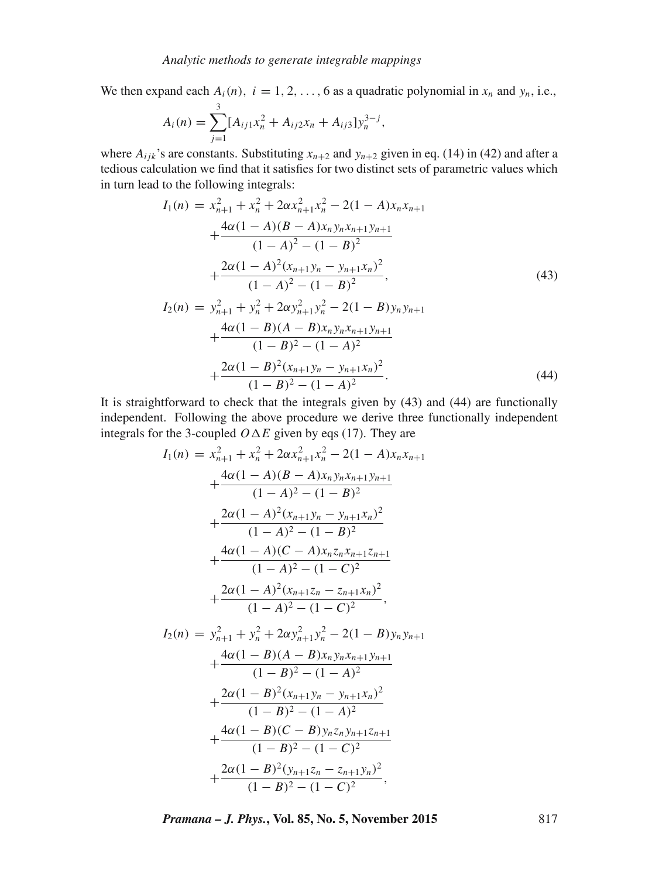We then expand each $A_i(n),\ i = 1, 2, \ldots, 6$ as a quadratic polynomial in $x_n$ and $y_n$, i.e.,

$$A_i(n) = \sum_{j=1}^{3} [A_{ij1}x_n^2 + A_{ij2}x_n + A_{ij3}]y_n^{3-j},$$

where $A_{ijk}$'s are constants. Substituting $x_{n+2}$ and $y_{n+2}$ given in eq. (14) in (42) and after a tedious calculation we find that it satisfies for two distinct sets of parametric values which in turn lead to the following integrals:

$$\begin{aligned}
I_1(n) &= x_{n+1}^2 + x_n^2 + 2\alpha x_{n+1}^2 x_n^2 - 2(1-A)x_n x_{n+1} \\
&\quad + \frac{4\alpha(1-A)(B-A)x_n y_n x_{n+1} y_{n+1}}{(1-A)^2 - (1-B)^2} \\
&\quad + \frac{2\alpha(1-A)^2(x_{n+1}y_n - y_{n+1}x_n)^2}{(1-A)^2 - (1-B)^2},
\end{aligned} \tag{43}$$

$$\begin{aligned}
I_2(n) &= y_{n+1}^2 + y_n^2 + 2\alpha y_{n+1}^2 y_n^2 - 2(1-B)y_n y_{n+1} \\
&\quad + \frac{4\alpha(1-B)(A-B)x_n y_n x_{n+1} y_{n+1}}{(1-B)^2 - (1-A)^2} \\
&\quad + \frac{2\alpha(1-B)^2(x_{n+1}y_n - y_{n+1}x_n)^2}{(1-B)^2 - (1-A)^2}.
\end{aligned} \tag{44}$$

It is straightforward to check that the integrals given by (43) and (44) are functionally independent. Following the above procedure we derive three functionally independent integrals for the 3-coupled $O\Delta E$ given by eqs (17). They are

$$\begin{aligned}
I_1(n) &= x_{n+1}^2 + x_n^2 + 2\alpha x_{n+1}^2 x_n^2 - 2(1-A)x_n x_{n+1} \\
&\quad + \frac{4\alpha(1-A)(B-A)x_n y_n x_{n+1} y_{n+1}}{(1-A)^2 - (1-B)^2} \\
&\quad + \frac{2\alpha(1-A)^2(x_{n+1}y_n - y_{n+1}x_n)^2}{(1-A)^2 - (1-B)^2} \\
&\quad + \frac{4\alpha(1-A)(C-A)x_n z_n x_{n+1} z_{n+1}}{(1-A)^2 - (1-C)^2} \\
&\quad + \frac{2\alpha(1-A)^2(x_{n+1}z_n - z_{n+1}x_n)^2}{(1-A)^2 - (1-C)^2},
\end{aligned}$$

$$\begin{aligned}
I_2(n) &= y_{n+1}^2 + y_n^2 + 2\alpha y_{n+1}^2 y_n^2 - 2(1-B)y_n y_{n+1} \\
&\quad + \frac{4\alpha(1-B)(A-B)x_n y_n x_{n+1} y_{n+1}}{(1-B)^2 - (1-A)^2} \\
&\quad + \frac{2\alpha(1-B)^2(x_{n+1}y_n - y_{n+1}x_n)^2}{(1-B)^2 - (1-A)^2} \\
&\quad + \frac{4\alpha(1-B)(C-B)y_n z_n y_{n+1} z_{n+1}}{(1-B)^2 - (1-C)^2} \\
&\quad + \frac{2\alpha(1-B)^2(y_{n+1}z_n - z_{n+1}y_n)^2}{(1-B)^2 - (1-C)^2},
\end{aligned}$$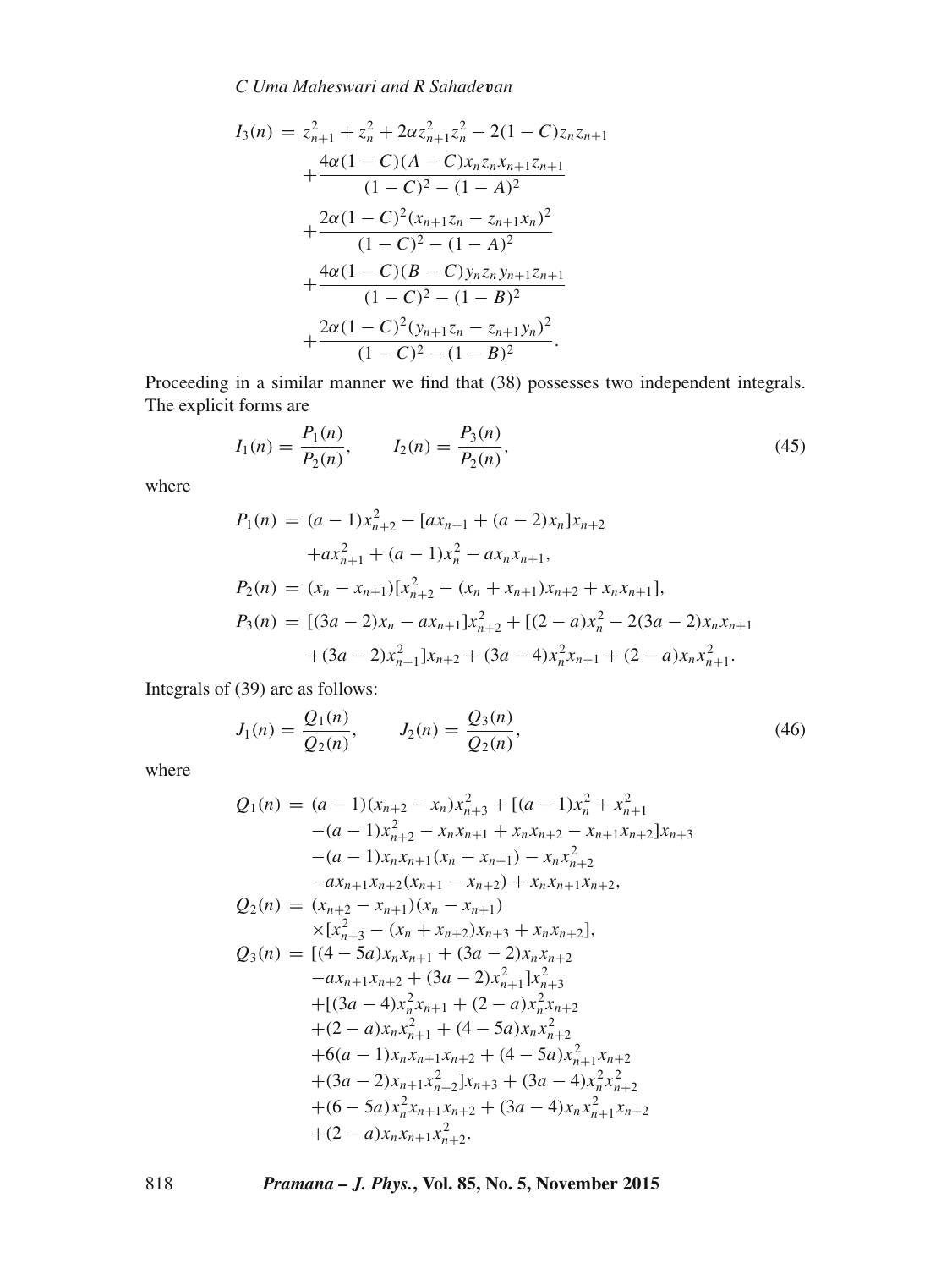$$
\begin{aligned}
I_3(n) = {} & z_{n+1}^2 + z_n^2 + 2\alpha z_{n+1}^2 z_n^2 - 2(1-C) z_n z_{n+1} \\
& + \frac{4\alpha(1-C)(A-C) x_n z_n x_{n+1} z_{n+1}}{(1-C)^2 - (1-A)^2} \\
& + \frac{2\alpha(1-C)^2 (x_{n+1} z_n - z_{n+1} x_n)^2}{(1-C)^2 - (1-A)^2} \\
& + \frac{4\alpha(1-C)(B-C) y_n z_n y_{n+1} z_{n+1}}{(1-C)^2 - (1-B)^2} \\
& + \frac{2\alpha(1-C)^2 (y_{n+1} z_n - z_{n+1} y_n)^2}{(1-C)^2 - (1-B)^2}.
\end{aligned}
$$

Proceeding in a similar manner we find that (38) possesses two independent integrals. The explicit forms are

$$
I_1(n) = \frac{P_1(n)}{P_2(n)}, \qquad I_2(n) = \frac{P_3(n)}{P_2(n)}, \tag{45}
$$

where

$$
\begin{aligned}
P_1(n) = {} & (a-1)x_{n+2}^2 - [a x_{n+1} + (a-2)x_n] x_{n+2} \\
& + a x_{n+1}^2 + (a-1)x_n^2 - a x_n x_{n+1}, \\
P_2(n) = {} & (x_n - x_{n+1})[x_{n+2}^2 - (x_n + x_{n+1})x_{n+2} + x_n x_{n+1}], \\
P_3(n) = {} & [(3a-2)x_n - a x_{n+1}] x_{n+2}^2 + [(2-a)x_n^2 - 2(3a-2)x_n x_{n+1} \\
& + (3a-2)x_{n+1}^2] x_{n+2} + (3a-4)x_n^2 x_{n+1} + (2-a)x_n x_{n+1}^2.
\end{aligned}
$$

Integrals of (39) are as follows:

$$
J_1(n) = \frac{Q_1(n)}{Q_2(n)}, \qquad J_2(n) = \frac{Q_3(n)}{Q_2(n)}, \tag{46}
$$

where

$$
\begin{aligned}
Q_1(n) = {} & (a-1)(x_{n+2} - x_n)x_{n+3}^2 + [(a-1)x_n^2 + x_{n+1}^2 \\
& - (a-1)x_{n+2}^2 - x_n x_{n+1} + x_n x_{n+2} - x_{n+1}x_{n+2}] x_{n+3} \\
& - (a-1)x_n x_{n+1}(x_n - x_{n+1}) - x_n x_{n+2}^2 \\
& - a x_{n+1} x_{n+2}(x_{n+1} - x_{n+2}) + x_n x_{n+1} x_{n+2}, \\
Q_2(n) = {} & (x_{n+2} - x_{n+1})(x_n - x_{n+1}) \\
& \times [x_{n+3}^2 - (x_n + x_{n+2})x_{n+3} + x_n x_{n+2}], \\
Q_3(n) = {} & [(4-5a)x_n x_{n+1} + (3a-2)x_n x_{n+2} \\
& - a x_{n+1} x_{n+2} + (3a-2)x_{n+1}^2] x_{n+3}^2 \\
& + [(3a-4)x_n^2 x_{n+1} + (2-a)x_n^2 x_{n+2} \\
& + (2-a)x_n x_{n+1}^2 + (4-5a)x_n x_{n+2}^2 \\
& + 6(a-1)x_n x_{n+1} x_{n+2} + (4-5a)x_{n+1}^2 x_{n+2} \\
& + (3a-2)x_{n+1} x_{n+2}^2] x_{n+3} + (3a-4)x_n^2 x_{n+2}^2 \\
& + (6-5a)x_n^2 x_{n+1} x_{n+2} + (3a-4)x_n x_{n+1}^2 x_{n+2} \\
& + (2-a)x_n x_{n+1} x_{n+2}^2.
\end{aligned}
$$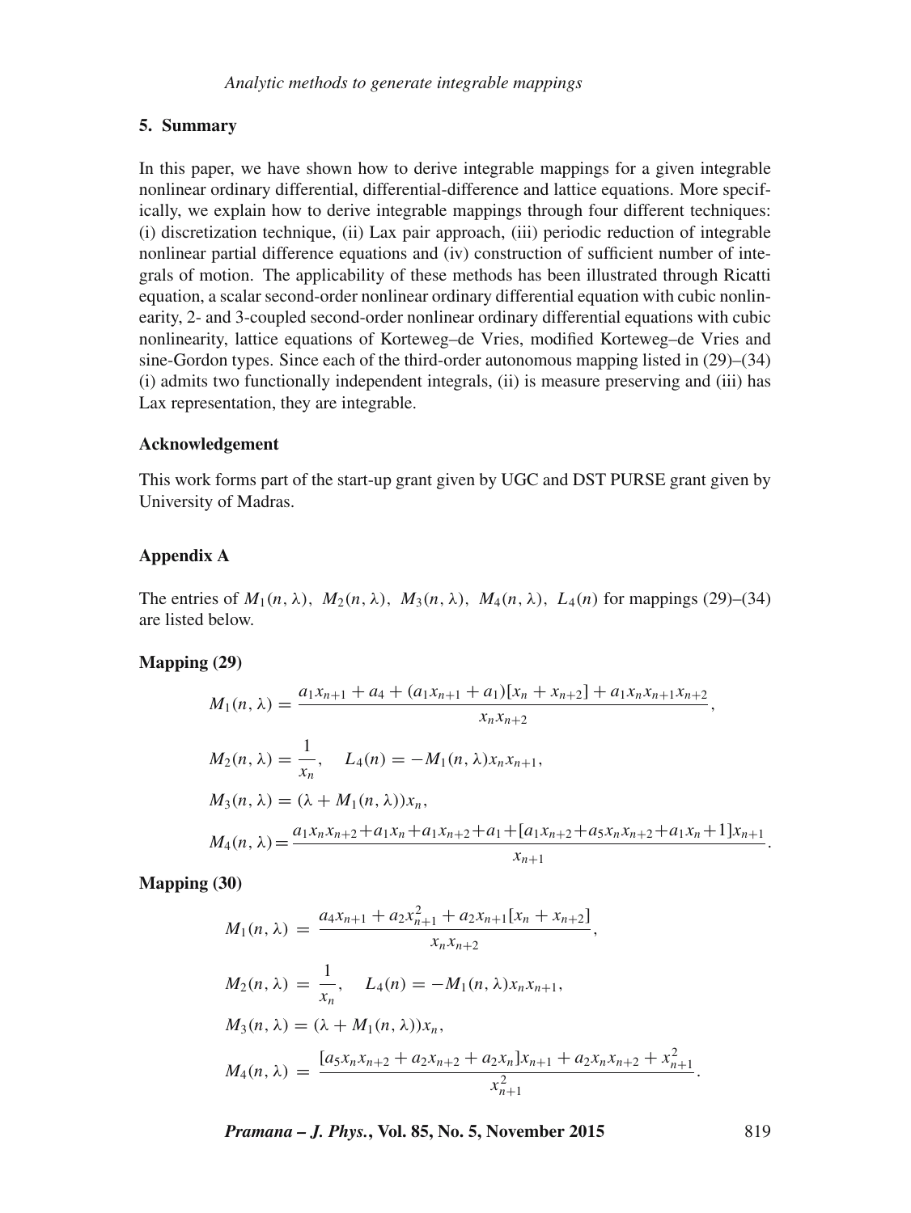## 5. Summary

In this paper, we have shown how to derive integrable mappings for a given integrable nonlinear ordinary differential, differential-difference and lattice equations. More specifically, we explain how to derive integrable mappings through four different techniques: (i) discretization technique, (ii) Lax pair approach, (iii) periodic reduction of integrable nonlinear partial difference equations and (iv) construction of sufficient number of integrals of motion. The applicability of these methods has been illustrated through Ricatti equation, a scalar second-order nonlinear ordinary differential equation with cubic nonlinearity, 2- and 3-coupled second-order nonlinear ordinary differential equations with cubic nonlinearity, lattice equations of Korteweg–de Vries, modified Korteweg–de Vries and sine-Gordon types. Since each of the third-order autonomous mapping listed in (29)–(34) (i) admits two functionally independent integrals, (ii) is measure preserving and (iii) has Lax representation, they are integrable.

### Acknowledgement

This work forms part of the start-up grant given by UGC and DST PURSE grant given by University of Madras.

### Appendix A

The entries of $M_1(n,\lambda),\ M_2(n,\lambda),\ M_3(n,\lambda),\ M_4(n,\lambda),\ L_4(n)$ for mappings (29)–(34) are listed below.

**Mapping (29)**

$$M_1(n,\lambda) = \frac{a_1x_{n+1} + a_4 + (a_1x_{n+1} + a_1)[x_n + x_{n+2}] + a_1x_nx_{n+1}x_{n+2}}{x_nx_{n+2}},$$

$$M_2(n,\lambda) = \frac{1}{x_n}, \quad L_4(n) = -M_1(n,\lambda)x_nx_{n+1},$$

$$M_3(n,\lambda) = (\lambda + M_1(n,\lambda))x_n,$$

$$M_4(n,\lambda) = \frac{a_1x_nx_{n+2} + a_1x_n + a_1x_{n+2} + a_1 + [a_1x_{n+2} + a_5x_nx_{n+2} + a_1x_n + 1]x_{n+1}}{x_{n+1}}.$$

**Mapping (30)**

$$M_1(n,\lambda) = \frac{a_4x_{n+1} + a_2x_{n+1}^2 + a_2x_{n+1}[x_n + x_{n+2}]}{x_nx_{n+2}},$$

$$M_2(n,\lambda) = \frac{1}{x_n}, \quad L_4(n) = -M_1(n,\lambda)x_nx_{n+1},$$

$$M_3(n,\lambda) = (\lambda + M_1(n,\lambda))x_n,$$

$$M_4(n,\lambda) = \frac{[a_5x_nx_{n+2} + a_2x_{n+2} + a_2x_n]x_{n+1} + a_2x_nx_{n+2} + x_{n+1}^2}{x_{n+1}^2}.$$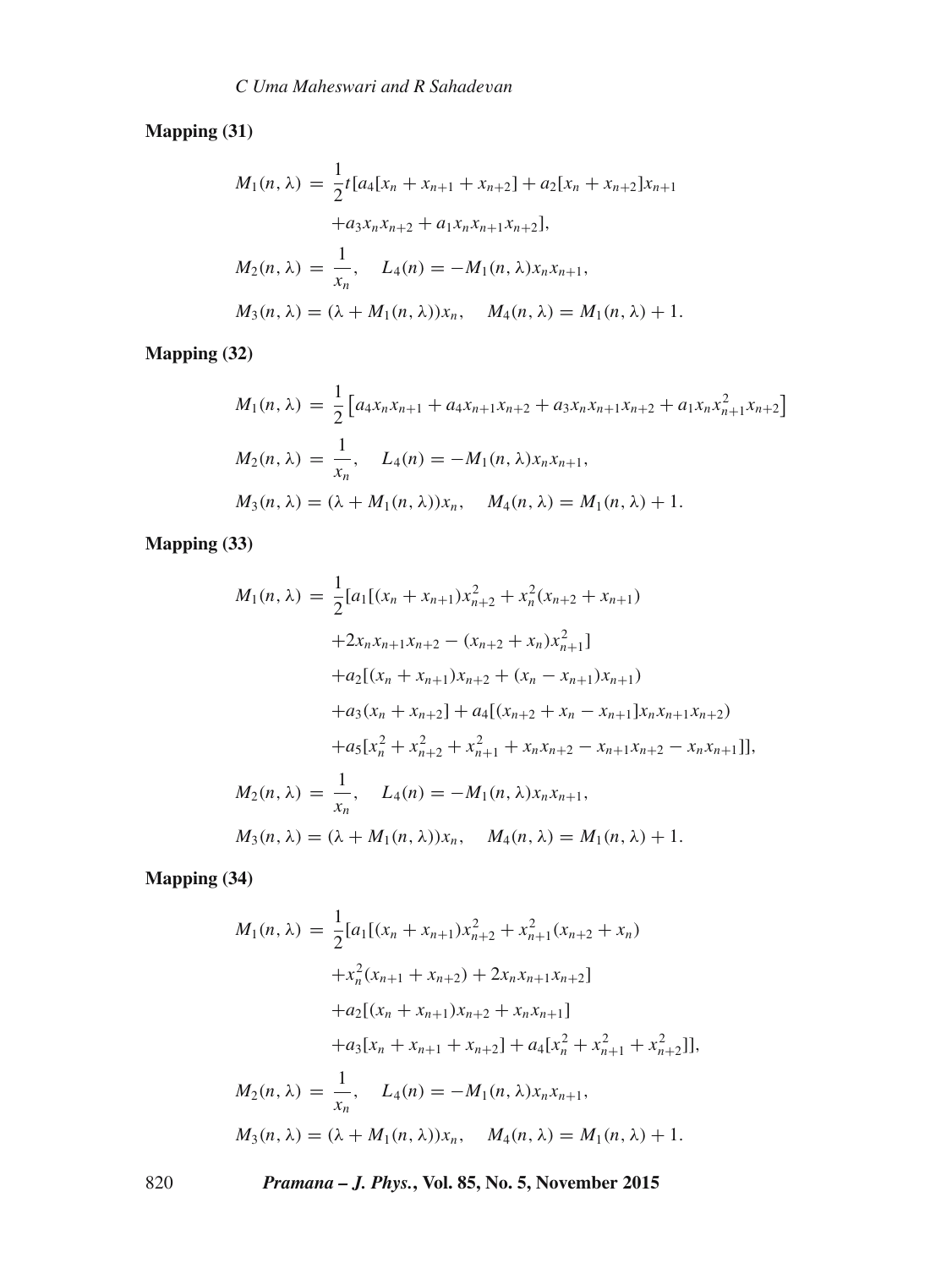**Mapping (31)**

$$
\begin{aligned}
M_1(n,\lambda) &= \frac{1}{2}t[a_4[x_n + x_{n+1} + x_{n+2}] + a_2[x_n + x_{n+2}]x_{n+1} \\
&\quad + a_3 x_n x_{n+2} + a_1 x_n x_{n+1} x_{n+2}], \\
M_2(n,\lambda) &= \frac{1}{x_n}, \quad L_4(n) = -M_1(n,\lambda) x_n x_{n+1}, \\
M_3(n,\lambda) &= (\lambda + M_1(n,\lambda)) x_n, \quad M_4(n,\lambda) = M_1(n,\lambda) + 1.
\end{aligned}
$$

**Mapping (32)**

$$
\begin{aligned}
M_1(n,\lambda) &= \frac{1}{2}\left[a_4 x_n x_{n+1} + a_4 x_{n+1} x_{n+2} + a_3 x_n x_{n+1} x_{n+2} + a_1 x_n x_{n+1}^2 x_{n+2}\right] \\
M_2(n,\lambda) &= \frac{1}{x_n}, \quad L_4(n) = -M_1(n,\lambda) x_n x_{n+1}, \\
M_3(n,\lambda) &= (\lambda + M_1(n,\lambda)) x_n, \quad M_4(n,\lambda) = M_1(n,\lambda) + 1.
\end{aligned}
$$

**Mapping (33)**

$$
\begin{aligned}
M_1(n,\lambda) &= \frac{1}{2}[a_1[(x_n + x_{n+1}) x_{n+2}^2 + x_n^2 (x_{n+2} + x_{n+1}) \\
&\quad + 2 x_n x_{n+1} x_{n+2} - (x_{n+2} + x_n) x_{n+1}^2] \\
&\quad + a_2[(x_n + x_{n+1}) x_{n+2} + (x_n - x_{n+1}) x_{n+1}) \\
&\quad + a_3 (x_n + x_{n+2}] + a_4[(x_{n+2} + x_n - x_{n+1}] x_n x_{n+1} x_{n+2}) \\
&\quad + a_5[x_n^2 + x_{n+2}^2 + x_{n+1}^2 + x_n x_{n+2} - x_{n+1} x_{n+2} - x_n x_{n+1}]], \\
M_2(n,\lambda) &= \frac{1}{x_n}, \quad L_4(n) = -M_1(n,\lambda) x_n x_{n+1}, \\
M_3(n,\lambda) &= (\lambda + M_1(n,\lambda)) x_n, \quad M_4(n,\lambda) = M_1(n,\lambda) + 1.
\end{aligned}
$$

**Mapping (34)**

$$
\begin{aligned}
M_1(n,\lambda) &= \frac{1}{2}[a_1[(x_n + x_{n+1}) x_{n+2}^2 + x_{n+1}^2 (x_{n+2} + x_n) \\
&\quad + x_n^2 (x_{n+1} + x_{n+2}) + 2 x_n x_{n+1} x_{n+2}] \\
&\quad + a_2[(x_n + x_{n+1}) x_{n+2} + x_n x_{n+1}] \\
&\quad + a_3[x_n + x_{n+1} + x_{n+2}] + a_4[x_n^2 + x_{n+1}^2 + x_{n+2}^2]], \\
M_2(n,\lambda) &= \frac{1}{x_n}, \quad L_4(n) = -M_1(n,\lambda) x_n x_{n+1}, \\
M_3(n,\lambda) &= (\lambda + M_1(n,\lambda)) x_n, \quad M_4(n,\lambda) = M_1(n,\lambda) + 1.
\end{aligned}
$$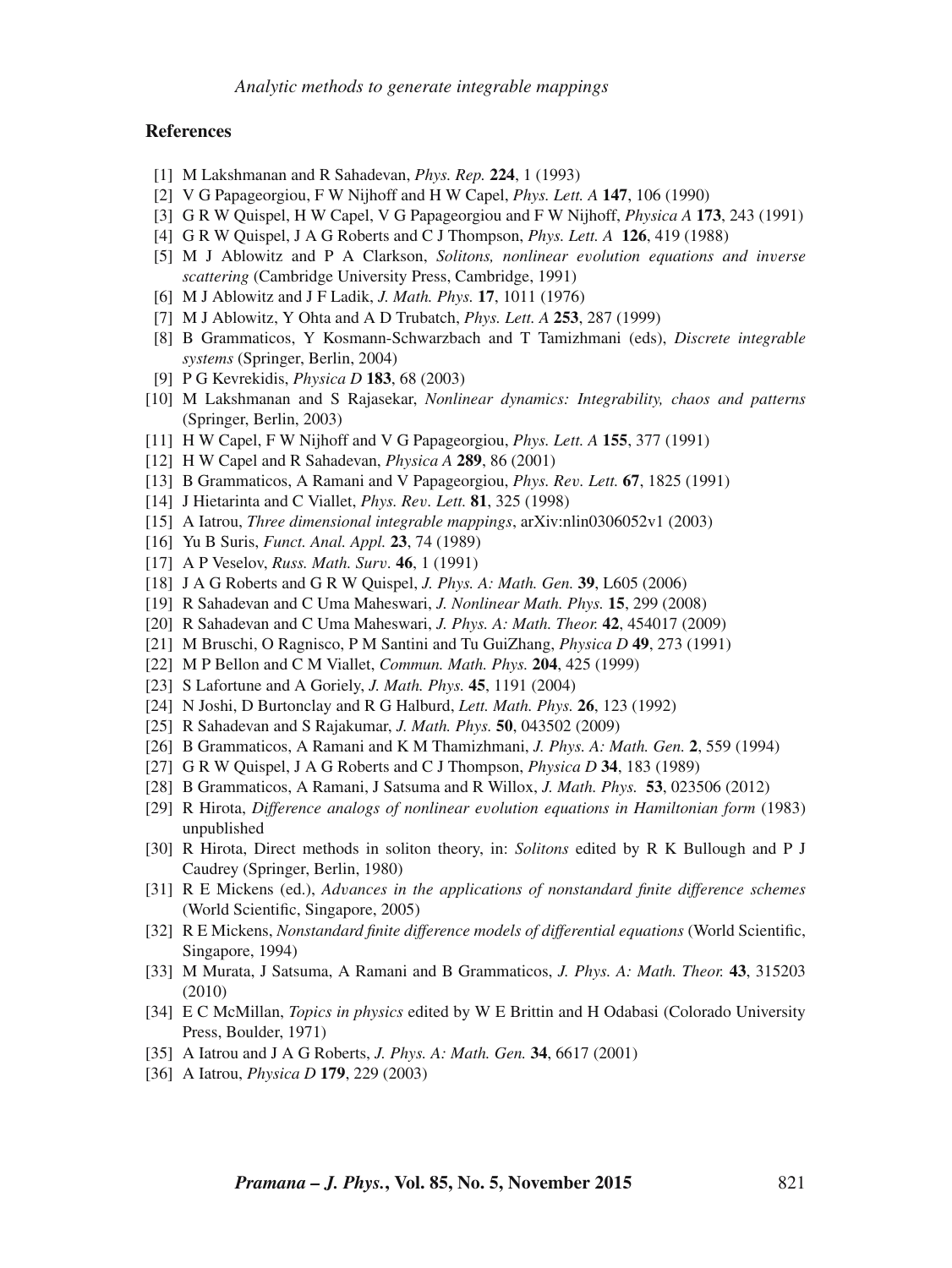## References

[1] M Lakshmanan and R Sahadevan, *Phys. Rep.* **224**, 1 (1993)

[2] V G Papageorgiou, F W Nijhoff and H W Capel, *Phys. Lett. A* **147**, 106 (1990)

[3] G R W Quispel, H W Capel, V G Papageorgiou and F W Nijhoff, *Physica A* **173**, 243 (1991)

[4] G R W Quispel, J A G Roberts and C J Thompson, *Phys. Lett. A* **126**, 419 (1988)

[5] M J Ablowitz and P A Clarkson, *Solitons, nonlinear evolution equations and inverse scattering* (Cambridge University Press, Cambridge, 1991)

[6] M J Ablowitz and J F Ladik, *J. Math. Phys.* **17**, 1011 (1976)

[7] M J Ablowitz, Y Ohta and A D Trubatch, *Phys. Lett. A* **253**, 287 (1999)

[8] B Grammaticos, Y Kosmann-Schwarzbach and T Tamizhmani (eds), *Discrete integrable systems* (Springer, Berlin, 2004)

[9] P G Kevrekidis, *Physica D* **183**, 68 (2003)

[10] M Lakshmanan and S Rajasekar, *Nonlinear dynamics: Integrability, chaos and patterns* (Springer, Berlin, 2003)

[11] H W Capel, F W Nijhoff and V G Papageorgiou, *Phys. Lett. A* **155**, 377 (1991)

[12] H W Capel and R Sahadevan, *Physica A* **289**, 86 (2001)

[13] B Grammaticos, A Ramani and V Papageorgiou, *Phys. Rev. Lett.* **67**, 1825 (1991)

[14] J Hietarinta and C Viallet, *Phys. Rev. Lett.* **81**, 325 (1998)

[15] A Iatrou, *Three dimensional integrable mappings*, arXiv:nlin0306052v1 (2003)

[16] Yu B Suris, *Funct. Anal. Appl.* **23**, 74 (1989)

[17] A P Veselov, *Russ. Math. Surv.* **46**, 1 (1991)

[18] J A G Roberts and G R W Quispel, *J. Phys. A: Math. Gen.* **39**, L605 (2006)

[19] R Sahadevan and C Uma Maheswari, *J. Nonlinear Math. Phys.* **15**, 299 (2008)

[20] R Sahadevan and C Uma Maheswari, *J. Phys. A: Math. Theor.* **42**, 454017 (2009)

[21] M Bruschi, O Ragnisco, P M Santini and Tu GuiZhang, *Physica D* **49**, 273 (1991)

[22] M P Bellon and C M Viallet, *Commun. Math. Phys.* **204**, 425 (1999)

[23] S Lafortune and A Goriely, *J. Math. Phys.* **45**, 1191 (2004)

[24] N Joshi, D Burtonclay and R G Halburd, *Lett. Math. Phys.* **26**, 123 (1992)

[25] R Sahadevan and S Rajakumar, *J. Math. Phys.* **50**, 043502 (2009)

[26] B Grammaticos, A Ramani and K M Thamizhmani, *J. Phys. A: Math. Gen.* **2**, 559 (1994)

[27] G R W Quispel, J A G Roberts and C J Thompson, *Physica D* **34**, 183 (1989)

[28] B Grammaticos, A Ramani, J Satsuma and R Willox, *J. Math. Phys.* **53**, 023506 (2012)

[29] R Hirota, *Difference analogs of nonlinear evolution equations in Hamiltonian form* (1983) unpublished

[30] R Hirota, Direct methods in soliton theory, in: *Solitons* edited by R K Bullough and P J Caudrey (Springer, Berlin, 1980)

[31] R E Mickens (ed.), *Advances in the applications of nonstandard finite difference schemes* (World Scientific, Singapore, 2005)

[32] R E Mickens, *Nonstandard finite difference models of differential equations* (World Scientific, Singapore, 1994)

[33] M Murata, J Satsuma, A Ramani and B Grammaticos, *J. Phys. A: Math. Theor.* **43**, 315203 (2010)

[34] E C McMillan, *Topics in physics* edited by W E Brittin and H Odabasi (Colorado University Press, Boulder, 1971)

[35] A Iatrou and J A G Roberts, *J. Phys. A: Math. Gen.* **34**, 6617 (2001)

[36] A Iatrou, *Physica D* **179**, 229 (2003)